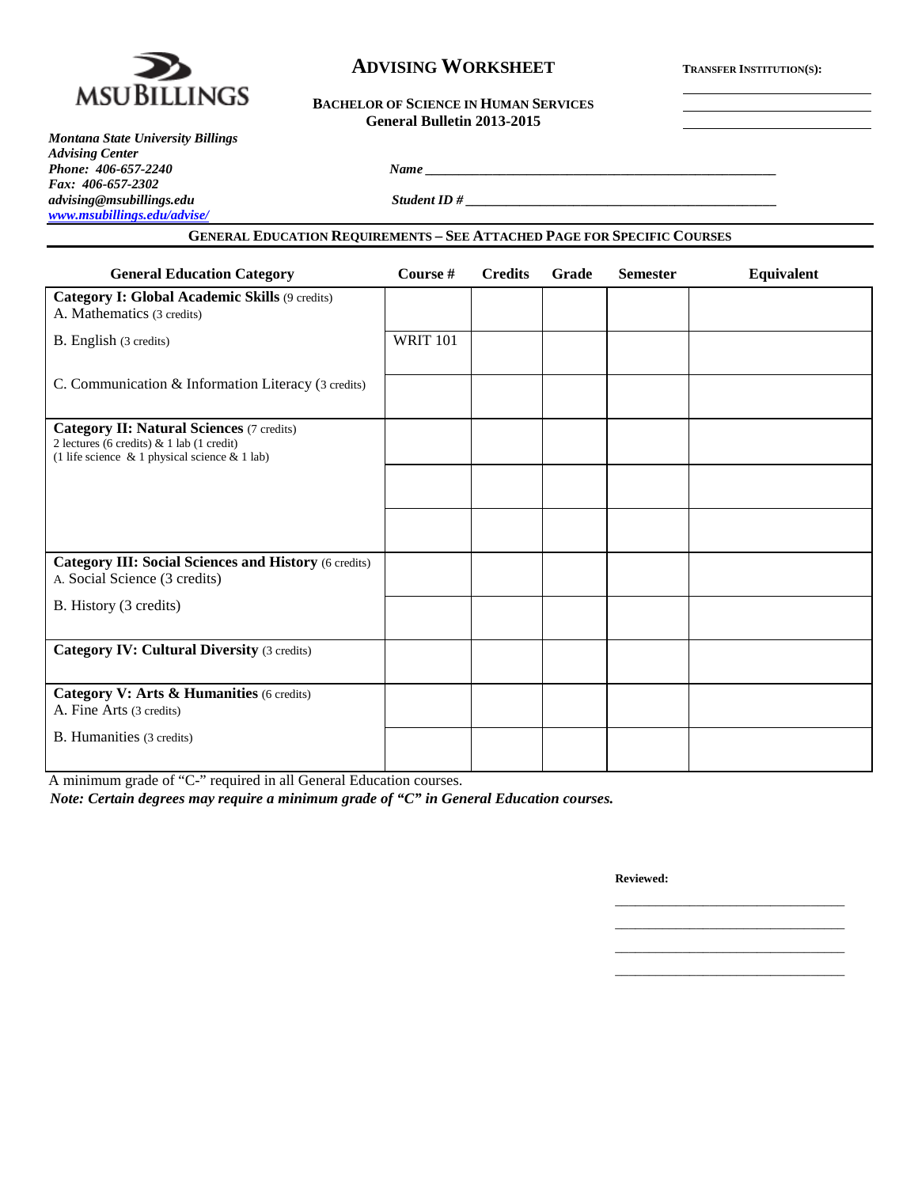MSU BILLINGS

# ADVISING WORKSHEET

**TRANSFER INSTITUTION(S):**

______________________

______________________

______________________

**BACHELOR OF SCIENCE IN HUMAN SERVICES**
**General Bulletin 2013-2015**

***Montana State University Billings***
***Advising Center***
***Phone: 406-657-2240***
***Fax: 406-657-2302***
***advising@msubillings.edu***
***www.msubillings.edu/advise/***

***Name*** ________________________________________________

***Student ID #*** ____________________________________________

## GENERAL EDUCATION REQUIREMENTS – SEE ATTACHED PAGE FOR SPECIFIC COURSES

| General Education Category | Course # | Credits | Grade | Semester | Equivalent |
|---|---|---|---|---|---|
| **Category I: Global Academic Skills** (9 credits)<br>A. Mathematics (3 credits) | | | | | |
| B. English (3 credits) | WRIT 101 | | | | |
| C. Communication & Information Literacy (3 credits) | | | | | |
| **Category II: Natural Sciences** (7 credits)<br>2 lectures (6 credits) & 1 lab (1 credit)<br>(1 life science & 1 physical science & 1 lab) | | | | | |
| | | | | | |
| | | | | | |
| **Category III: Social Sciences and History** (6 credits)<br>A. Social Science (3 credits) | | | | | |
| B. History (3 credits) | | | | | |
| **Category IV: Cultural Diversity** (3 credits) | | | | | |
| **Category V: Arts & Humanities** (6 credits)<br>A. Fine Arts (3 credits) | | | | | |
| B. Humanities (3 credits) | | | | | |

A minimum grade of "C-" required in all General Education courses.

***Note: Certain degrees may require a minimum grade of "C" in General Education courses.***

**Reviewed:**

______________________________

______________________________

______________________________

______________________________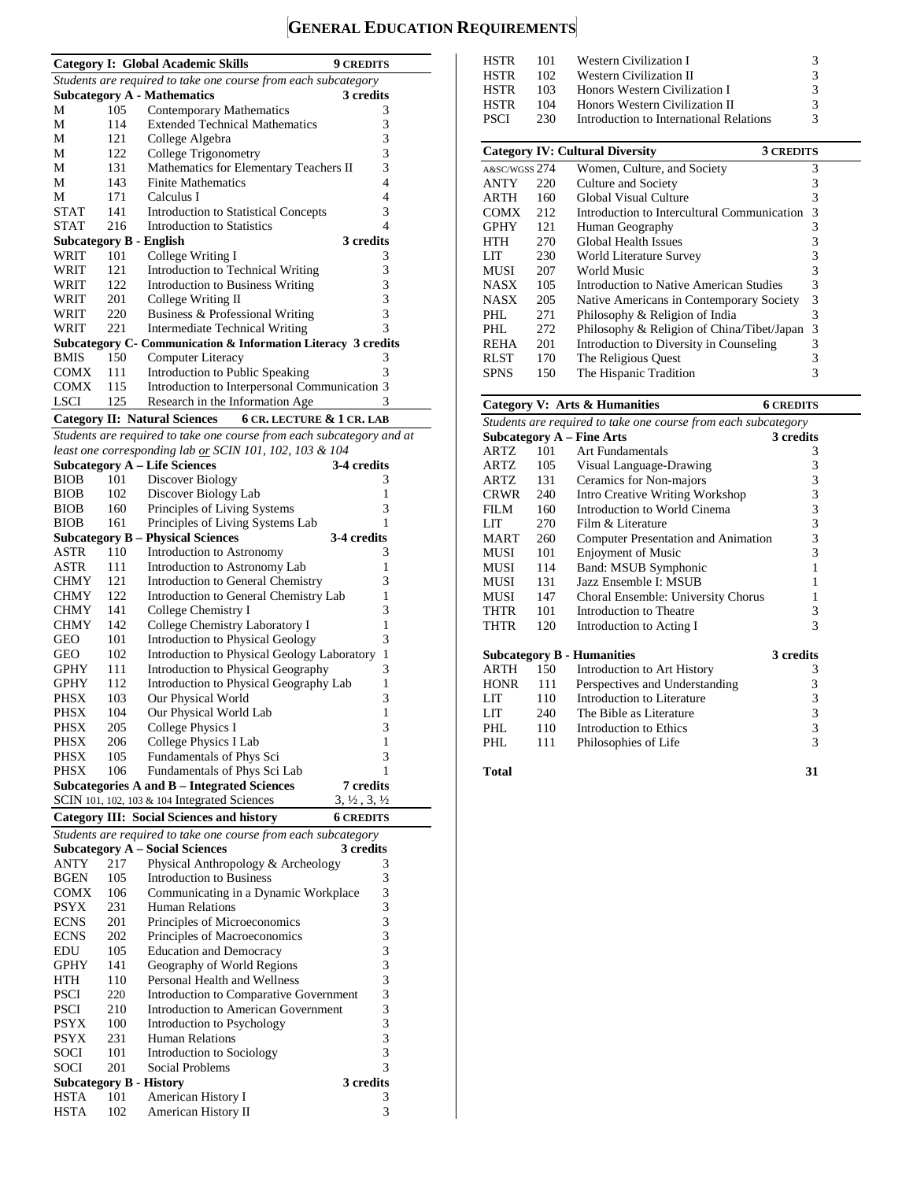# General Education Requirements

## Category I: Global Academic Skills — 9 CREDITS

*Students are required to take one course from each subcategory*

| Subcategory A - Mathematics | | | 3 credits |
|---|---|---|---|
| M | 105 | Contemporary Mathematics | 3 |
| M | 114 | Extended Technical Mathematics | 3 |
| M | 121 | College Algebra | 3 |
| M | 122 | College Trigonometry | 3 |
| M | 131 | Mathematics for Elementary Teachers II | 3 |
| M | 143 | Finite Mathematics | 4 |
| M | 171 | Calculus I | 4 |
| STAT | 141 | Introduction to Statistical Concepts | 3 |
| STAT | 216 | Introduction to Statistics | 4 |

| Subcategory B - English | | | 3 credits |
|---|---|---|---|
| WRIT | 101 | College Writing I | 3 |
| WRIT | 121 | Introduction to Technical Writing | 3 |
| WRIT | 122 | Introduction to Business Writing | 3 |
| WRIT | 201 | College Writing II | 3 |
| WRIT | 220 | Business & Professional Writing | 3 |
| WRIT | 221 | Intermediate Technical Writing | 3 |

| Subcategory C- Communication & Information Literacy | | | 3 credits |
|---|---|---|---|
| BMIS | 150 | Computer Literacy | 3 |
| COMX | 111 | Introduction to Public Speaking | 3 |
| COMX | 115 | Introduction to Interpersonal Communication | 3 |
| LSCI | 125 | Research in the Information Age | 3 |

## Category II: Natural Sciences — 6 CR. LECTURE & 1 CR. LAB

*Students are required to take one course from each subcategory and at least one corresponding lab or SCIN 101, 102, 103 & 104*

| Subcategory A – Life Sciences | | | 3-4 credits |
|---|---|---|---|
| BIOB | 101 | Discover Biology | 3 |
| BIOB | 102 | Discover Biology Lab | 1 |
| BIOB | 160 | Principles of Living Systems | 3 |
| BIOB | 161 | Principles of Living Systems Lab | 1 |

| Subcategory B – Physical Sciences | | | 3-4 credits |
|---|---|---|---|
| ASTR | 110 | Introduction to Astronomy | 3 |
| ASTR | 111 | Introduction to Astronomy Lab | 1 |
| CHMY | 121 | Introduction to General Chemistry | 3 |
| CHMY | 122 | Introduction to General Chemistry Lab | 1 |
| CHMY | 141 | College Chemistry I | 3 |
| CHMY | 142 | College Chemistry Laboratory I | 1 |
| GEO | 101 | Introduction to Physical Geology | 3 |
| GEO | 102 | Introduction to Physical Geology Laboratory | 1 |
| GPHY | 111 | Introduction to Physical Geography | 3 |
| GPHY | 112 | Introduction to Physical Geography Lab | 1 |
| PHSX | 103 | Our Physical World | 3 |
| PHSX | 104 | Our Physical World Lab | 1 |
| PHSX | 205 | College Physics I | 3 |
| PHSX | 206 | College Physics I Lab | 1 |
| PHSX | 105 | Fundamentals of Phys Sci | 3 |
| PHSX | 106 | Fundamentals of Phys Sci Lab | 1 |

| Subcategories A and B – Integrated Sciences | 7 credits |
|---|---|
| SCIN 101, 102, 103 & 104 Integrated Sciences | 3, ½ , 3, ½ |

## Category III: Social Sciences and history — 6 CREDITS

*Students are required to take one course from each subcategory*

| Subcategory A – Social Sciences | | | 3 credits |
|---|---|---|---|
| ANTY | 217 | Physical Anthropology & Archeology | 3 |
| BGEN | 105 | Introduction to Business | 3 |
| COMX | 106 | Communicating in a Dynamic Workplace | 3 |
| PSYX | 231 | Human Relations | 3 |
| ECNS | 201 | Principles of Microeconomics | 3 |
| ECNS | 202 | Principles of Macroeconomics | 3 |
| EDU | 105 | Education and Democracy | 3 |
| GPHY | 141 | Geography of World Regions | 3 |
| HTH | 110 | Personal Health and Wellness | 3 |
| PSCI | 220 | Introduction to Comparative Government | 3 |
| PSCI | 210 | Introduction to American Government | 3 |
| PSYX | 100 | Introduction to Psychology | 3 |
| PSYX | 231 | Human Relations | 3 |
| SOCI | 101 | Introduction to Sociology | 3 |
| SOCI | 201 | Social Problems | 3 |

| Subcategory B - History | | | 3 credits |
|---|---|---|---|
| HSTA | 101 | American History I | 3 |
| HSTA | 102 | American History II | 3 |
| HSTR | 101 | Western Civilization I | 3 |
| HSTR | 102 | Western Civilization II | 3 |
| HSTR | 103 | Honors Western Civilization I | 3 |
| HSTR | 104 | Honors Western Civilization II | 3 |
| PSCI | 230 | Introduction to International Relations | 3 |

## Category IV: Cultural Diversity — 3 CREDITS

| | | | |
|---|---|---|---|
| A&SC/WGSS | 274 | Women, Culture, and Society | 3 |
| ANTY | 220 | Culture and Society | 3 |
| ARTH | 160 | Global Visual Culture | 3 |
| COMX | 212 | Introduction to Intercultural Communication | 3 |
| GPHY | 121 | Human Geography | 3 |
| HTH | 270 | Global Health Issues | 3 |
| LIT | 230 | World Literature Survey | 3 |
| MUSI | 207 | World Music | 3 |
| NASX | 105 | Introduction to Native American Studies | 3 |
| NASX | 205 | Native Americans in Contemporary Society | 3 |
| PHL | 271 | Philosophy & Religion of India | 3 |
| PHL | 272 | Philosophy & Religion of China/Tibet/Japan | 3 |
| REHA | 201 | Introduction to Diversity in Counseling | 3 |
| RLST | 170 | The Religious Quest | 3 |
| SPNS | 150 | The Hispanic Tradition | 3 |

## Category V: Arts & Humanities — 6 CREDITS

*Students are required to take one course from each subcategory*

| Subcategory A – Fine Arts | | | 3 credits |
|---|---|---|---|
| ARTZ | 101 | Art Fundamentals | 3 |
| ARTZ | 105 | Visual Language-Drawing | 3 |
| ARTZ | 131 | Ceramics for Non-majors | 3 |
| CRWR | 240 | Intro Creative Writing Workshop | 3 |
| FILM | 160 | Introduction to World Cinema | 3 |
| LIT | 270 | Film & Literature | 3 |
| MART | 260 | Computer Presentation and Animation | 3 |
| MUSI | 101 | Enjoyment of Music | 3 |
| MUSI | 114 | Band: MSUB Symphonic | 1 |
| MUSI | 131 | Jazz Ensemble I: MSUB | 1 |
| MUSI | 147 | Choral Ensemble: University Chorus | 1 |
| THTR | 101 | Introduction to Theatre | 3 |
| THTR | 120 | Introduction to Acting I | 3 |

| Subcategory B - Humanities | | | 3 credits |
|---|---|---|---|
| ARTH | 150 | Introduction to Art History | 3 |
| HONR | 111 | Perspectives and Understanding | 3 |
| LIT | 110 | Introduction to Literature | 3 |
| LIT | 240 | The Bible as Literature | 3 |
| PHL | 110 | Introduction to Ethics | 3 |
| PHL | 111 | Philosophies of Life | 3 |

**Total** — **31**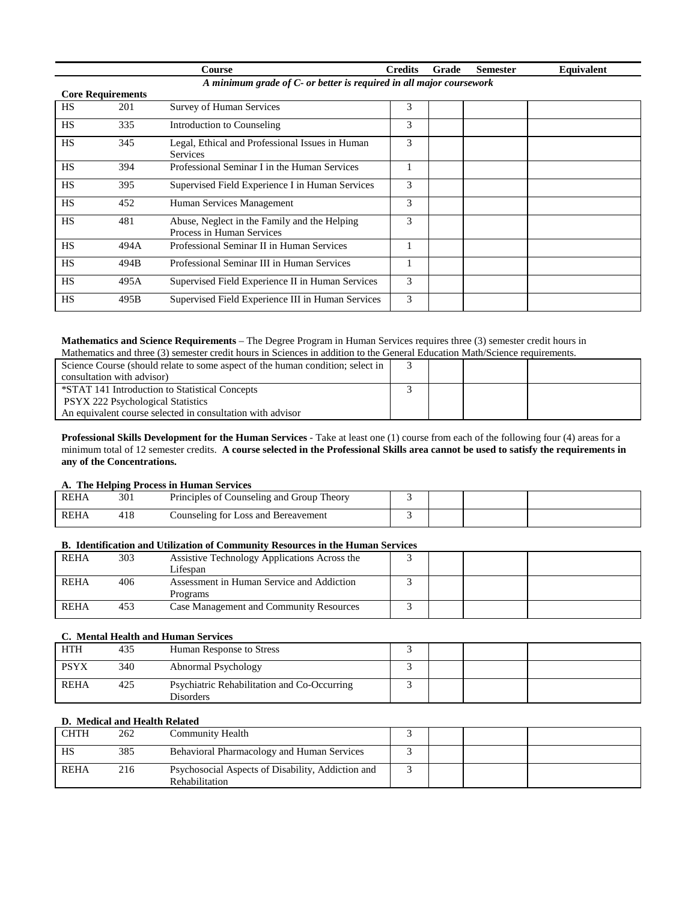| | | Course | Credits | Grade | Semester | Equivalent |
|---|---|---|---|---|---|---|
| | | *A minimum grade of C- or better is required in all major coursework* | | | | |
| **Core Requirements** | | | | | | |
| HS | 201 | Survey of Human Services | 3 | | | |
| HS | 335 | Introduction to Counseling | 3 | | | |
| HS | 345 | Legal, Ethical and Professional Issues in Human Services | 3 | | | |
| HS | 394 | Professional Seminar I in the Human Services | 1 | | | |
| HS | 395 | Supervised Field Experience I in Human Services | 3 | | | |
| HS | 452 | Human Services Management | 3 | | | |
| HS | 481 | Abuse, Neglect in the Family and the Helping Process in Human Services | 3 | | | |
| HS | 494A | Professional Seminar II in Human Services | 1 | | | |
| HS | 494B | Professional Seminar III in Human Services | 1 | | | |
| HS | 495A | Supervised Field Experience II in Human Services | 3 | | | |
| HS | 495B | Supervised Field Experience III in Human Services | 3 | | | |

**Mathematics and Science Requirements** – The Degree Program in Human Services requires three (3) semester credit hours in Mathematics and three (3) semester credit hours in Sciences in addition to the General Education Math/Science requirements.

| Course | Credits | Grade | Semester | Equivalent |
|---|---|---|---|---|
| Science Course (should relate to some aspect of the human condition; select in consultation with advisor) | 3 | | | |
| *STAT 141 Introduction to Statistical Concepts<br>PSYX 222 Psychological Statistics<br>An equivalent course selected in consultation with advisor | 3 | | | |

**Professional Skills Development for the Human Services** - Take at least one (1) course from each of the following four (4) areas for a minimum total of 12 semester credits. **A course selected in the Professional Skills area cannot be used to satisfy the requirements in any of the Concentrations.**

**A. The Helping Process in Human Services**

| | | Course | Credits | Grade | Semester | Equivalent |
|---|---|---|---|---|---|---|
| REHA | 301 | Principles of Counseling and Group Theory | 3 | | | |
| REHA | 418 | Counseling for Loss and Bereavement | 3 | | | |

**B. Identification and Utilization of Community Resources in the Human Services**

| | | Course | Credits | Grade | Semester | Equivalent |
|---|---|---|---|---|---|---|
| REHA | 303 | Assistive Technology Applications Across the Lifespan | 3 | | | |
| REHA | 406 | Assessment in Human Service and Addiction Programs | 3 | | | |
| REHA | 453 | Case Management and Community Resources | 3 | | | |

**C. Mental Health and Human Services**

| | | Course | Credits | Grade | Semester | Equivalent |
|---|---|---|---|---|---|---|
| HTH | 435 | Human Response to Stress | 3 | | | |
| PSYX | 340 | Abnormal Psychology | 3 | | | |
| REHA | 425 | Psychiatric Rehabilitation and Co-Occurring Disorders | 3 | | | |

**D. Medical and Health Related**

| | | Course | Credits | Grade | Semester | Equivalent |
|---|---|---|---|---|---|---|
| CHTH | 262 | Community Health | 3 | | | |
| HS | 385 | Behavioral Pharmacology and Human Services | 3 | | | |
| REHA | 216 | Psychosocial Aspects of Disability, Addiction and Rehabilitation | 3 | | | |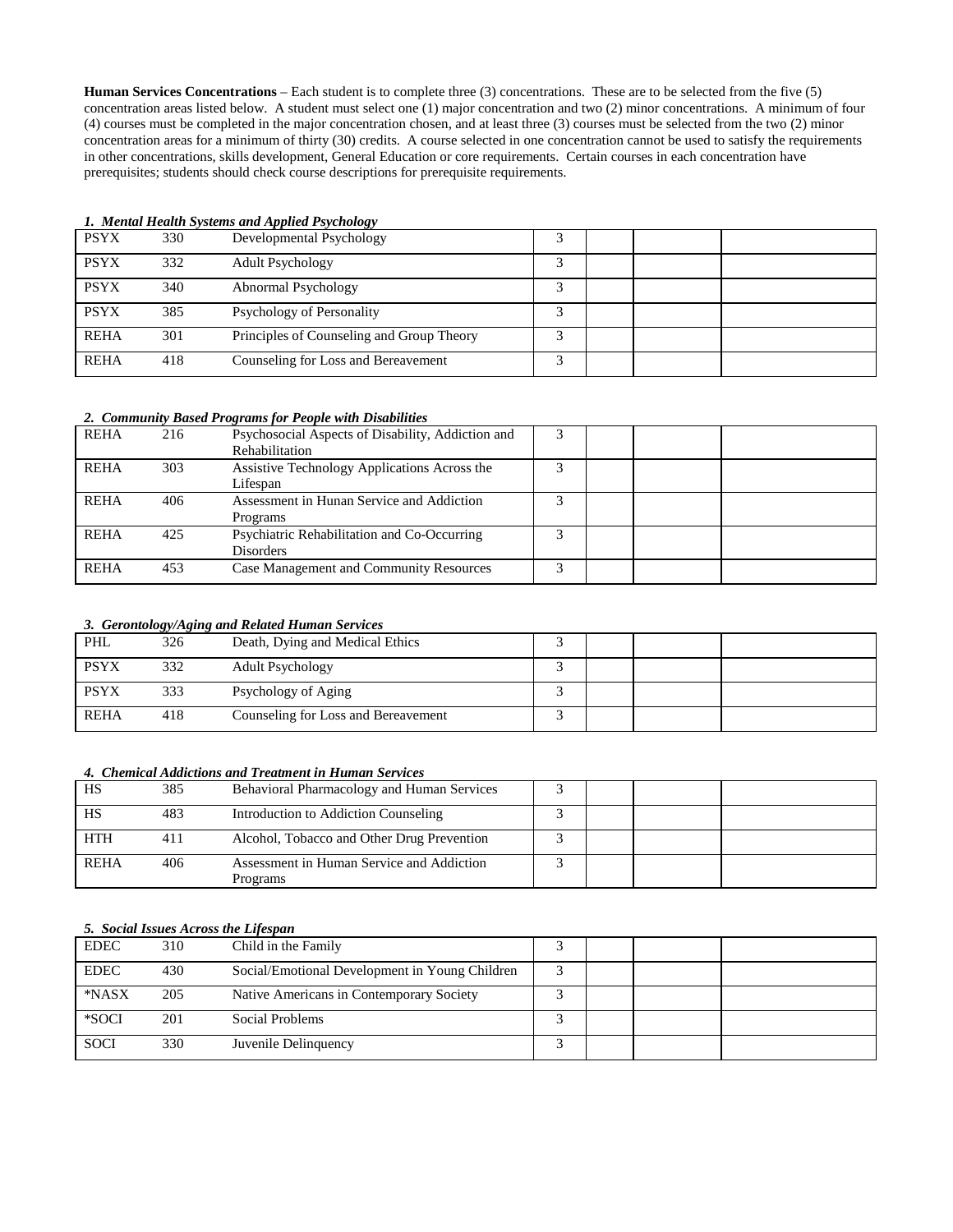**Human Services Concentrations** – Each student is to complete three (3) concentrations. These are to be selected from the five (5) concentration areas listed below. A student must select one (1) major concentration and two (2) minor concentrations. A minimum of four (4) courses must be completed in the major concentration chosen, and at least three (3) courses must be selected from the two (2) minor concentration areas for a minimum of thirty (30) credits. A course selected in one concentration cannot be used to satisfy the requirements in other concentrations, skills development, General Education or core requirements. Certain courses in each concentration have prerequisites; students should check course descriptions for prerequisite requirements.

***1. Mental Health Systems and Applied Psychology***

| | | | | | | |
|---|---|---|---|---|---|---|
| PSYX | 330 | Developmental Psychology | 3 | | | |
| PSYX | 332 | Adult Psychology | 3 | | | |
| PSYX | 340 | Abnormal Psychology | 3 | | | |
| PSYX | 385 | Psychology of Personality | 3 | | | |
| REHA | 301 | Principles of Counseling and Group Theory | 3 | | | |
| REHA | 418 | Counseling for Loss and Bereavement | 3 | | | |

***2. Community Based Programs for People with Disabilities***

| | | | | | | |
|---|---|---|---|---|---|---|
| REHA | 216 | Psychosocial Aspects of Disability, Addiction and Rehabilitation | 3 | | | |
| REHA | 303 | Assistive Technology Applications Across the Lifespan | 3 | | | |
| REHA | 406 | Assessment in Hunan Service and Addiction Programs | 3 | | | |
| REHA | 425 | Psychiatric Rehabilitation and Co-Occurring Disorders | 3 | | | |
| REHA | 453 | Case Management and Community Resources | 3 | | | |

***3. Gerontology/Aging and Related Human Services***

| | | | | | | |
|---|---|---|---|---|---|---|
| PHL | 326 | Death, Dying and Medical Ethics | 3 | | | |
| PSYX | 332 | Adult Psychology | 3 | | | |
| PSYX | 333 | Psychology of Aging | 3 | | | |
| REHA | 418 | Counseling for Loss and Bereavement | 3 | | | |

***4. Chemical Addictions and Treatment in Human Services***

| | | | | | | |
|---|---|---|---|---|---|---|
| HS | 385 | Behavioral Pharmacology and Human Services | 3 | | | |
| HS | 483 | Introduction to Addiction Counseling | 3 | | | |
| HTH | 411 | Alcohol, Tobacco and Other Drug Prevention | 3 | | | |
| REHA | 406 | Assessment in Human Service and Addiction Programs | 3 | | | |

***5. Social Issues Across the Lifespan***

| | | | | | | |
|---|---|---|---|---|---|---|
| EDEC | 310 | Child in the Family | 3 | | | |
| EDEC | 430 | Social/Emotional Development in Young Children | 3 | | | |
| *NASX | 205 | Native Americans in Contemporary Society | 3 | | | |
| *SOCI | 201 | Social Problems | 3 | | | |
| SOCI | 330 | Juvenile Delinquency | 3 | | | |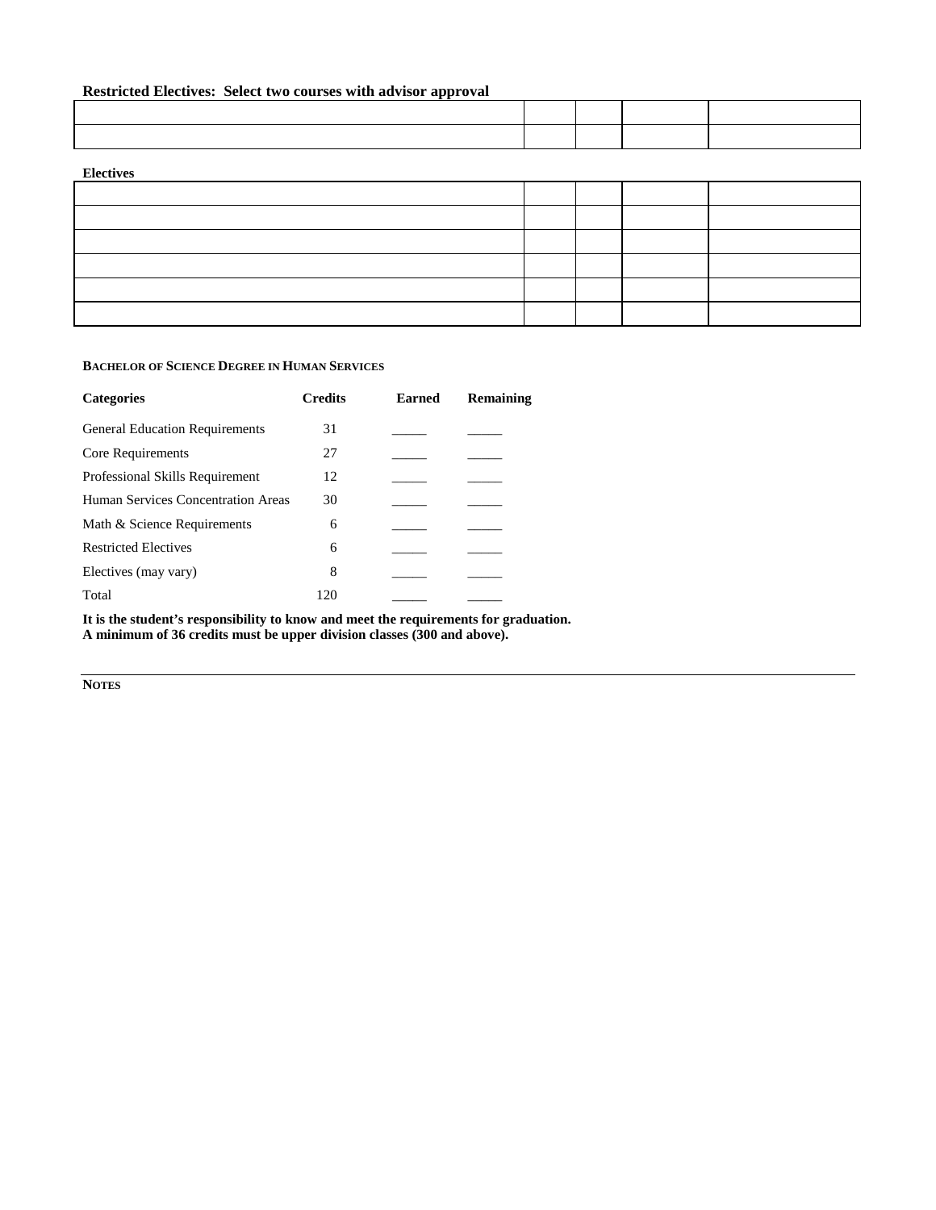**Restricted Electives: Select two courses with advisor approval**

| | | | | |
|---|---|---|---|---|
| | | | | |
| | | | | |

**Electives**

| | | | | |
|---|---|---|---|---|
| | | | | |
| | | | | |
| | | | | |
| | | | | |
| | | | | |
| | | | | |

**BACHELOR OF SCIENCE DEGREE IN HUMAN SERVICES**

| Categories | Credits | Earned | Remaining |
|---|---|---|---|
| General Education Requirements | 31 | _____ | _____ |
| Core Requirements | 27 | _____ | _____ |
| Professional Skills Requirement | 12 | _____ | _____ |
| Human Services Concentration Areas | 30 | _____ | _____ |
| Math & Science Requirements | 6 | _____ | _____ |
| Restricted Electives | 6 | _____ | _____ |
| Electives (may vary) | 8 | _____ | _____ |
| Total | 120 | _____ | _____ |

**It is the student's responsibility to know and meet the requirements for graduation.**
**A minimum of 36 credits must be upper division classes (300 and above).**

---

**NOTES**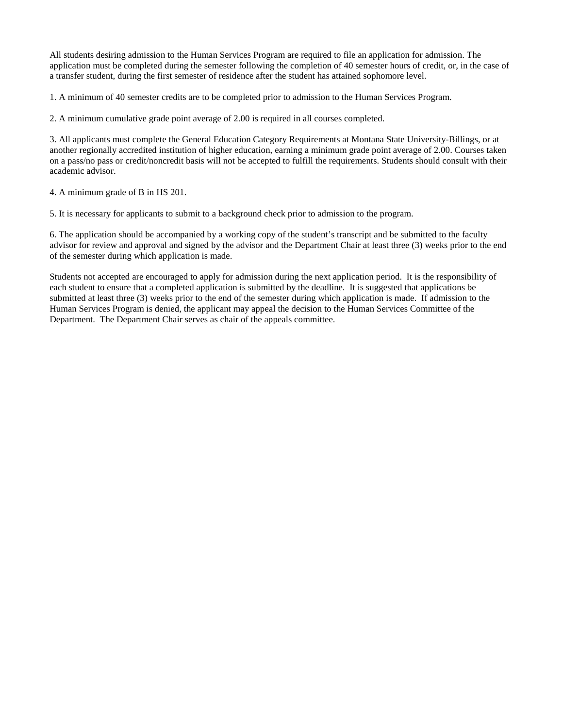All students desiring admission to the Human Services Program are required to file an application for admission. The application must be completed during the semester following the completion of 40 semester hours of credit, or, in the case of a transfer student, during the first semester of residence after the student has attained sophomore level.

1. A minimum of 40 semester credits are to be completed prior to admission to the Human Services Program.

2. A minimum cumulative grade point average of 2.00 is required in all courses completed.

3. All applicants must complete the General Education Category Requirements at Montana State University-Billings, or at another regionally accredited institution of higher education, earning a minimum grade point average of 2.00. Courses taken on a pass/no pass or credit/noncredit basis will not be accepted to fulfill the requirements. Students should consult with their academic advisor.

4. A minimum grade of B in HS 201.

5. It is necessary for applicants to submit to a background check prior to admission to the program.

6. The application should be accompanied by a working copy of the student's transcript and be submitted to the faculty advisor for review and approval and signed by the advisor and the Department Chair at least three (3) weeks prior to the end of the semester during which application is made.

Students not accepted are encouraged to apply for admission during the next application period. It is the responsibility of each student to ensure that a completed application is submitted by the deadline. It is suggested that applications be submitted at least three (3) weeks prior to the end of the semester during which application is made. If admission to the Human Services Program is denied, the applicant may appeal the decision to the Human Services Committee of the Department. The Department Chair serves as chair of the appeals committee.